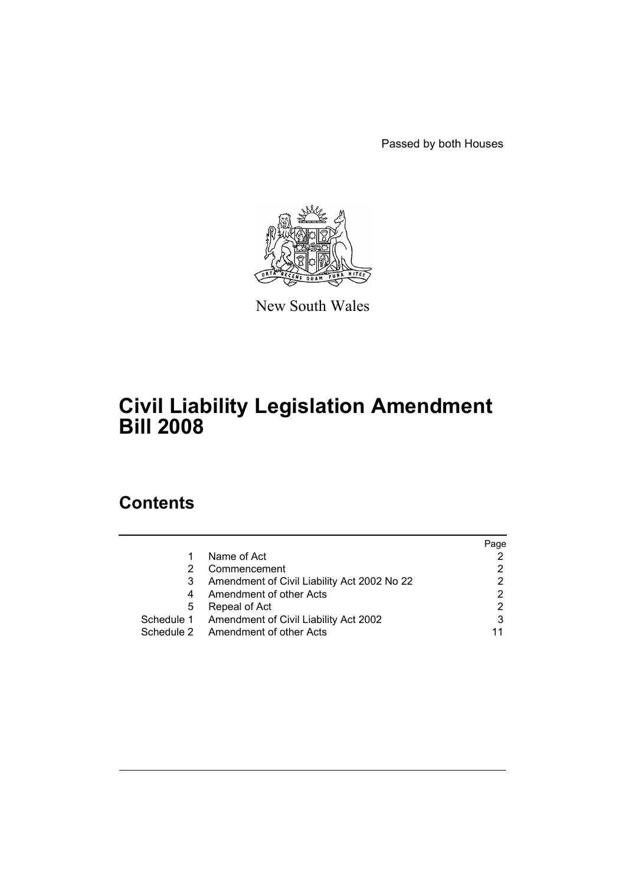Passed by both Houses

New South Wales

# Civil Liability Legislation Amendment Bill 2008

## Contents

| | | Page |
|---|---|---|
| 1 | Name of Act | 2 |
| 2 | Commencement | 2 |
| 3 | Amendment of Civil Liability Act 2002 No 22 | 2 |
| 4 | Amendment of other Acts | 2 |
| 5 | Repeal of Act | 2 |
| Schedule 1 | Amendment of Civil Liability Act 2002 | 3 |
| Schedule 2 | Amendment of other Acts | 11 |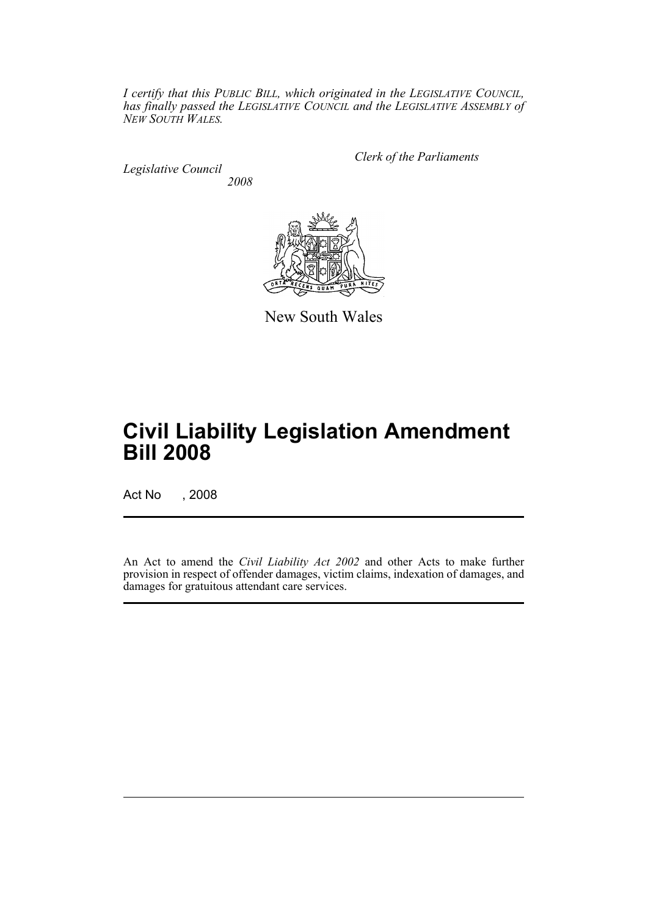*I certify that this PUBLIC BILL, which originated in the LEGISLATIVE COUNCIL, has finally passed the LEGISLATIVE COUNCIL and the LEGISLATIVE ASSEMBLY of NEW SOUTH WALES.*

*Clerk of the Parliaments*

*Legislative Council*

*2008*

New South Wales

# Civil Liability Legislation Amendment Bill 2008

Act No , 2008

An Act to amend the *Civil Liability Act 2002* and other Acts to make further provision in respect of offender damages, victim claims, indexation of damages, and damages for gratuitous attendant care services.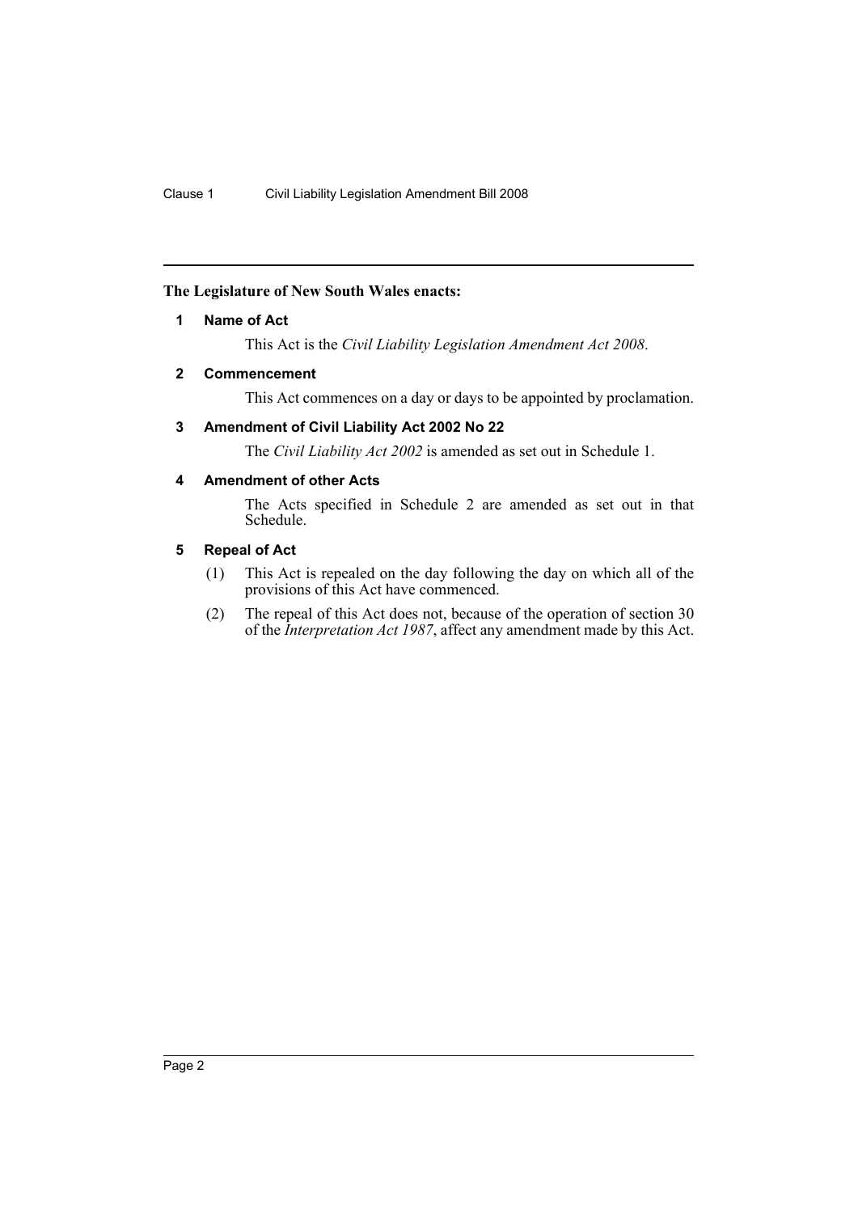**The Legislature of New South Wales enacts:**

## 1 Name of Act

This Act is the *Civil Liability Legislation Amendment Act 2008*.

## 2 Commencement

This Act commences on a day or days to be appointed by proclamation.

## 3 Amendment of Civil Liability Act 2002 No 22

The *Civil Liability Act 2002* is amended as set out in Schedule 1.

## 4 Amendment of other Acts

The Acts specified in Schedule 2 are amended as set out in that Schedule.

## 5 Repeal of Act

(1) This Act is repealed on the day following the day on which all of the provisions of this Act have commenced.

(2) The repeal of this Act does not, because of the operation of section 30 of the *Interpretation Act 1987*, affect any amendment made by this Act.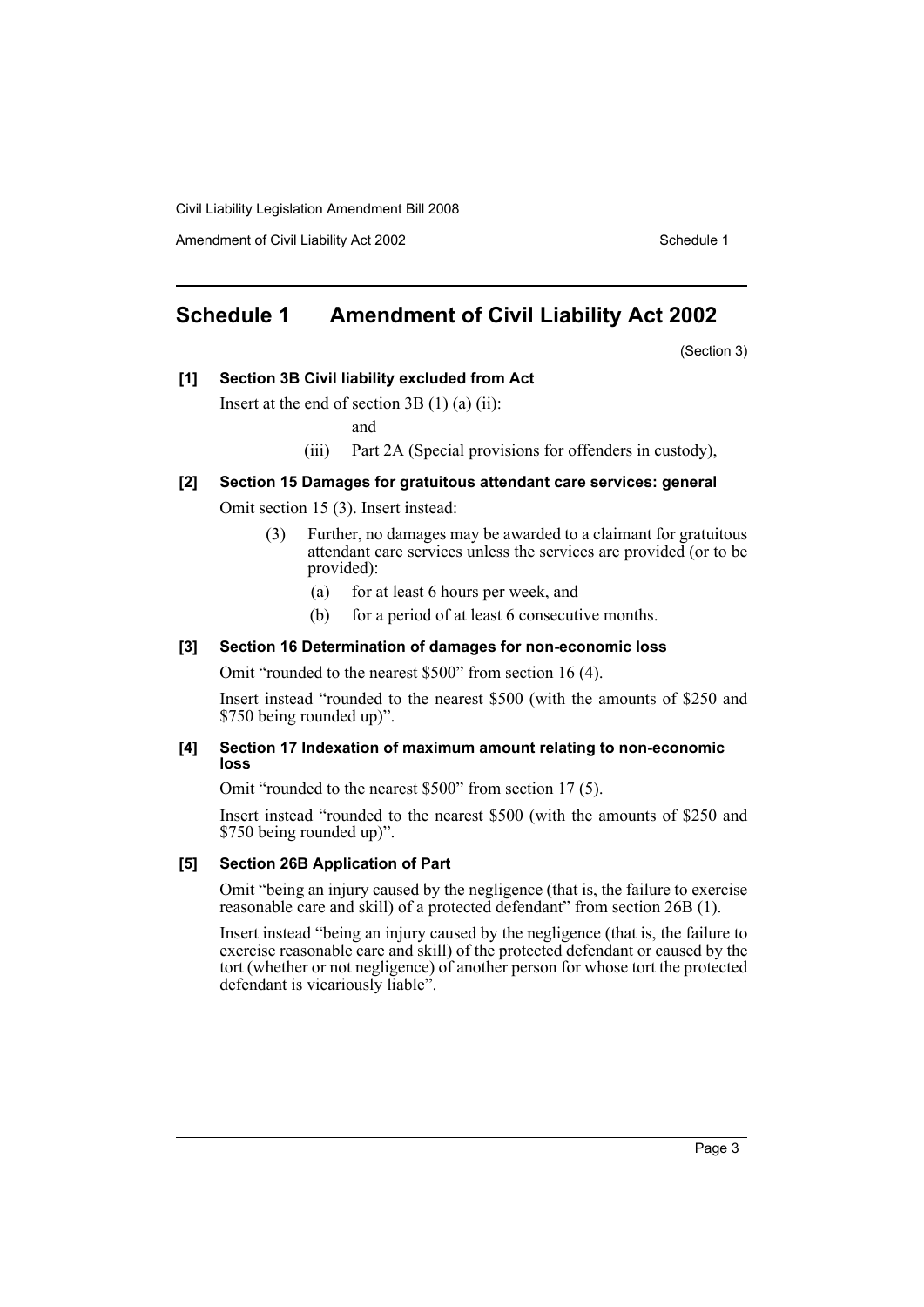# Schedule 1 Amendment of Civil Liability Act 2002

(Section 3)

### [1] Section 3B Civil liability excluded from Act

Insert at the end of section 3B (1) (a) (ii):

and

(iii) Part 2A (Special provisions for offenders in custody),

### [2] Section 15 Damages for gratuitous attendant care services: general

Omit section 15 (3). Insert instead:

(3) Further, no damages may be awarded to a claimant for gratuitous attendant care services unless the services are provided (or to be provided):

(a) for at least 6 hours per week, and

(b) for a period of at least 6 consecutive months.

### [3] Section 16 Determination of damages for non-economic loss

Omit "rounded to the nearest \$500" from section 16 (4).

Insert instead "rounded to the nearest \$500 (with the amounts of \$250 and \$750 being rounded up)".

### [4] Section 17 Indexation of maximum amount relating to non-economic loss

Omit "rounded to the nearest \$500" from section 17 (5).

Insert instead "rounded to the nearest \$500 (with the amounts of \$250 and \$750 being rounded up)".

### [5] Section 26B Application of Part

Omit "being an injury caused by the negligence (that is, the failure to exercise reasonable care and skill) of a protected defendant" from section 26B (1).

Insert instead "being an injury caused by the negligence (that is, the failure to exercise reasonable care and skill) of the protected defendant or caused by the tort (whether or not negligence) of another person for whose tort the protected defendant is vicariously liable".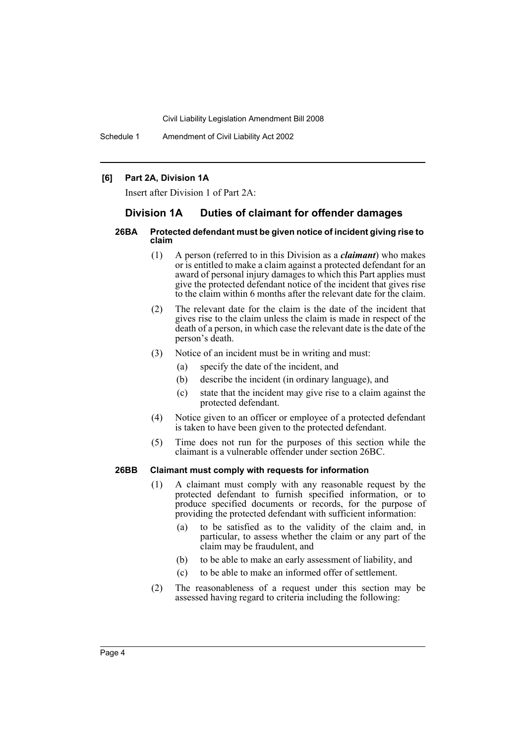### [6] Part 2A, Division 1A

Insert after Division 1 of Part 2A:

## Division 1A Duties of claimant for offender damages

#### 26BA Protected defendant must be given notice of incident giving rise to claim

(1) A person (referred to in this Division as a ***claimant***) who makes or is entitled to make a claim against a protected defendant for an award of personal injury damages to which this Part applies must give the protected defendant notice of the incident that gives rise to the claim within 6 months after the relevant date for the claim.

(2) The relevant date for the claim is the date of the incident that gives rise to the claim unless the claim is made in respect of the death of a person, in which case the relevant date is the date of the person's death.

(3) Notice of an incident must be in writing and must:

- (a) specify the date of the incident, and
- (b) describe the incident (in ordinary language), and
- (c) state that the incident may give rise to a claim against the protected defendant.

(4) Notice given to an officer or employee of a protected defendant is taken to have been given to the protected defendant.

(5) Time does not run for the purposes of this section while the claimant is a vulnerable offender under section 26BC.

#### 26BB Claimant must comply with requests for information

(1) A claimant must comply with any reasonable request by the protected defendant to furnish specified information, or to produce specified documents or records, for the purpose of providing the protected defendant with sufficient information:

- (a) to be satisfied as to the validity of the claim and, in particular, to assess whether the claim or any part of the claim may be fraudulent, and
- (b) to be able to make an early assessment of liability, and
- (c) to be able to make an informed offer of settlement.

(2) The reasonableness of a request under this section may be assessed having regard to criteria including the following: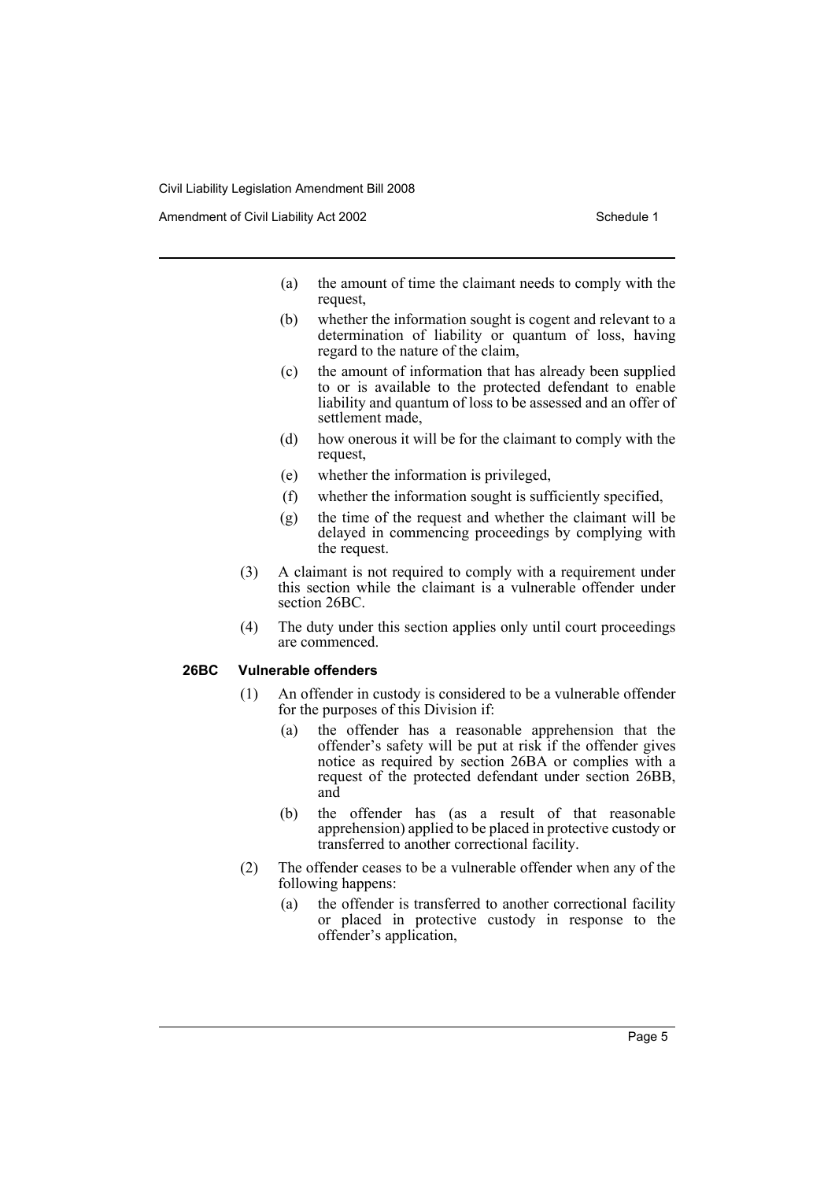(a) the amount of time the claimant needs to comply with the request,

(b) whether the information sought is cogent and relevant to a determination of liability or quantum of loss, having regard to the nature of the claim,

(c) the amount of information that has already been supplied to or is available to the protected defendant to enable liability and quantum of loss to be assessed and an offer of settlement made,

(d) how onerous it will be for the claimant to comply with the request,

(e) whether the information is privileged,

(f) whether the information sought is sufficiently specified,

(g) the time of the request and whether the claimant will be delayed in commencing proceedings by complying with the request.

(3) A claimant is not required to comply with a requirement under this section while the claimant is a vulnerable offender under section 26BC.

(4) The duty under this section applies only until court proceedings are commenced.

**26BC Vulnerable offenders**

(1) An offender in custody is considered to be a vulnerable offender for the purposes of this Division if:

(a) the offender has a reasonable apprehension that the offender's safety will be put at risk if the offender gives notice as required by section 26BA or complies with a request of the protected defendant under section 26BB, and

(b) the offender has (as a result of that reasonable apprehension) applied to be placed in protective custody or transferred to another correctional facility.

(2) The offender ceases to be a vulnerable offender when any of the following happens:

(a) the offender is transferred to another correctional facility or placed in protective custody in response to the offender's application,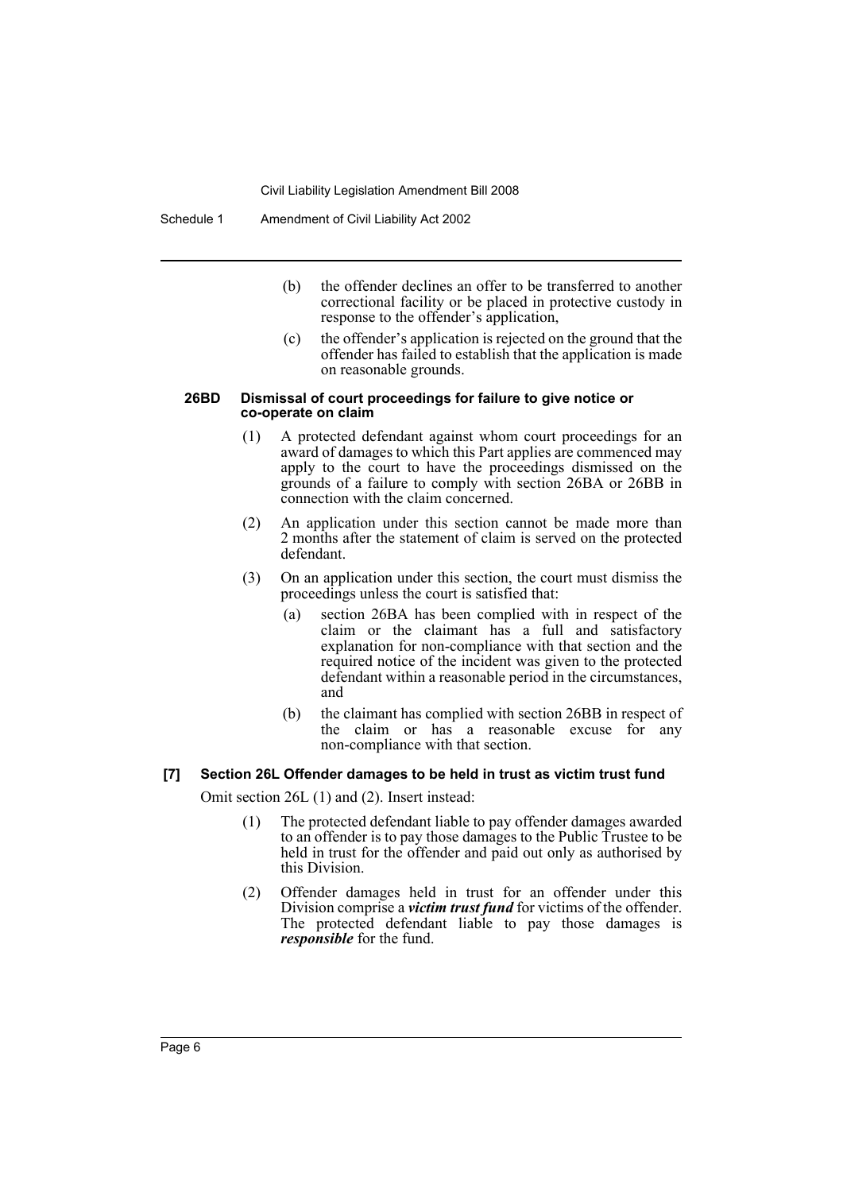(b) the offender declines an offer to be transferred to another correctional facility or be placed in protective custody in response to the offender's application,

(c) the offender's application is rejected on the ground that the offender has failed to establish that the application is made on reasonable grounds.

#### 26BD Dismissal of court proceedings for failure to give notice or co-operate on claim

(1) A protected defendant against whom court proceedings for an award of damages to which this Part applies are commenced may apply to the court to have the proceedings dismissed on the grounds of a failure to comply with section 26BA or 26BB in connection with the claim concerned.

(2) An application under this section cannot be made more than 2 months after the statement of claim is served on the protected defendant.

(3) On an application under this section, the court must dismiss the proceedings unless the court is satisfied that:

(a) section 26BA has been complied with in respect of the claim or the claimant has a full and satisfactory explanation for non-compliance with that section and the required notice of the incident was given to the protected defendant within a reasonable period in the circumstances, and

(b) the claimant has complied with section 26BB in respect of the claim or has a reasonable excuse for any non-compliance with that section.

### [7] Section 26L Offender damages to be held in trust as victim trust fund

Omit section 26L (1) and (2). Insert instead:

(1) The protected defendant liable to pay offender damages awarded to an offender is to pay those damages to the Public Trustee to be held in trust for the offender and paid out only as authorised by this Division.

(2) Offender damages held in trust for an offender under this Division comprise a ***victim trust fund*** for victims of the offender. The protected defendant liable to pay those damages is ***responsible*** for the fund.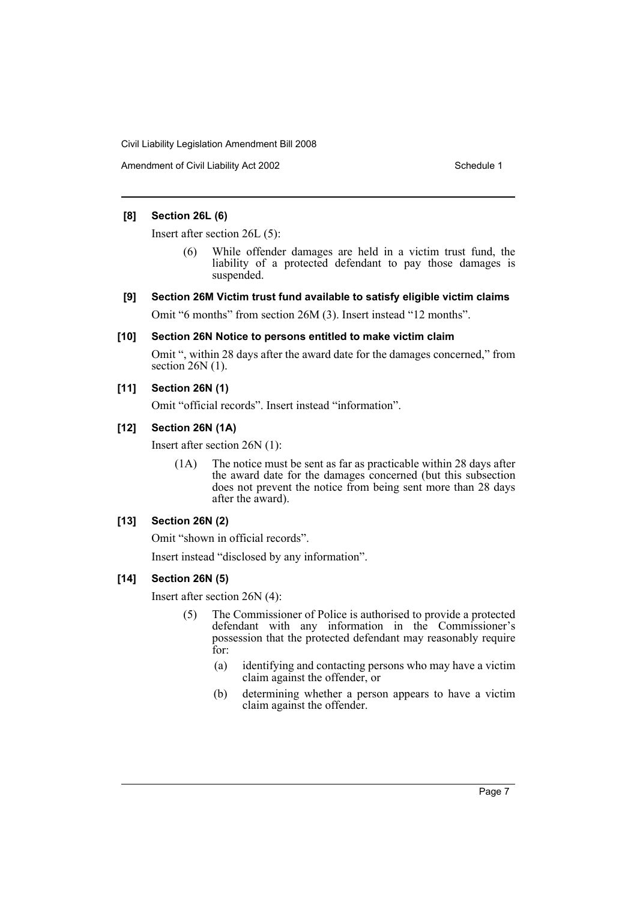**[8] Section 26L (6)**

Insert after section 26L (5):

> (6) While offender damages are held in a victim trust fund, the liability of a protected defendant to pay those damages is suspended.

**[9] Section 26M Victim trust fund available to satisfy eligible victim claims**

Omit "6 months" from section 26M (3). Insert instead "12 months".

**[10] Section 26N Notice to persons entitled to make victim claim**

Omit ", within 28 days after the award date for the damages concerned," from section 26N (1).

**[11] Section 26N (1)**

Omit "official records". Insert instead "information".

**[12] Section 26N (1A)**

Insert after section 26N (1):

> (1A) The notice must be sent as far as practicable within 28 days after the award date for the damages concerned (but this subsection does not prevent the notice from being sent more than 28 days after the award).

**[13] Section 26N (2)**

Omit "shown in official records".

Insert instead "disclosed by any information".

**[14] Section 26N (5)**

Insert after section 26N (4):

> (5) The Commissioner of Police is authorised to provide a protected defendant with any information in the Commissioner's possession that the protected defendant may reasonably require for:
>
> (a) identifying and contacting persons who may have a victim claim against the offender, or
>
> (b) determining whether a person appears to have a victim claim against the offender.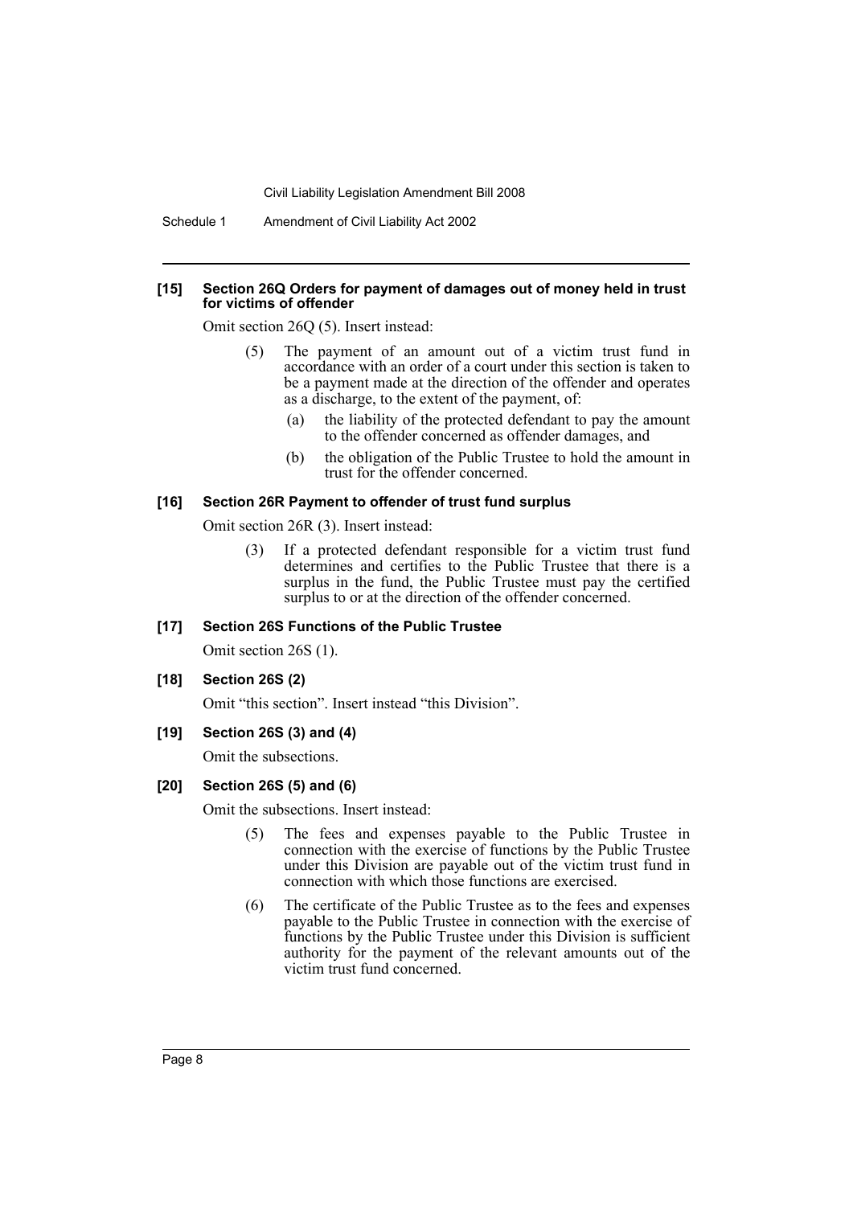#### [15] Section 26Q Orders for payment of damages out of money held in trust for victims of offender

Omit section 26Q (5). Insert instead:

> (5) The payment of an amount out of a victim trust fund in accordance with an order of a court under this section is taken to be a payment made at the direction of the offender and operates as a discharge, to the extent of the payment, of:
>
> (a) the liability of the protected defendant to pay the amount to the offender concerned as offender damages, and
>
> (b) the obligation of the Public Trustee to hold the amount in trust for the offender concerned.

#### [16] Section 26R Payment to offender of trust fund surplus

Omit section 26R (3). Insert instead:

> (3) If a protected defendant responsible for a victim trust fund determines and certifies to the Public Trustee that there is a surplus in the fund, the Public Trustee must pay the certified surplus to or at the direction of the offender concerned.

#### [17] Section 26S Functions of the Public Trustee

Omit section 26S (1).

#### [18] Section 26S (2)

Omit "this section". Insert instead "this Division".

#### [19] Section 26S (3) and (4)

Omit the subsections.

#### [20] Section 26S (5) and (6)

Omit the subsections. Insert instead:

> (5) The fees and expenses payable to the Public Trustee in connection with the exercise of functions by the Public Trustee under this Division are payable out of the victim trust fund in connection with which those functions are exercised.
>
> (6) The certificate of the Public Trustee as to the fees and expenses payable to the Public Trustee in connection with the exercise of functions by the Public Trustee under this Division is sufficient authority for the payment of the relevant amounts out of the victim trust fund concerned.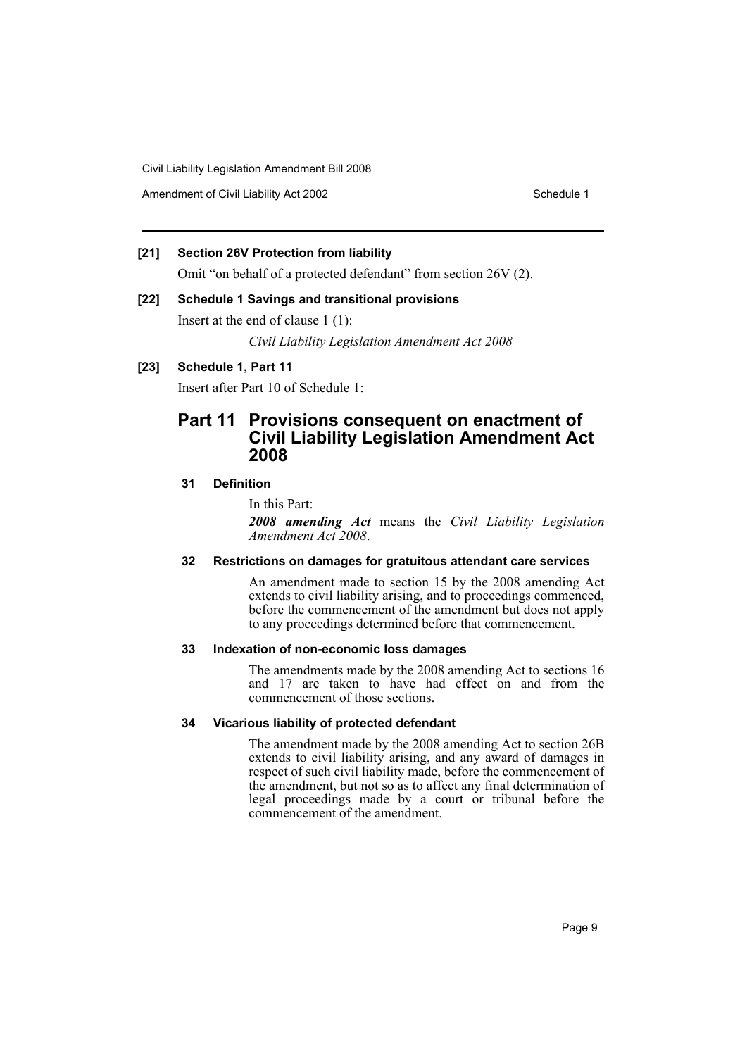**[21] Section 26V Protection from liability**

Omit "on behalf of a protected defendant" from section 26V (2).

**[22] Schedule 1 Savings and transitional provisions**

Insert at the end of clause 1 (1):

*Civil Liability Legislation Amendment Act 2008*

**[23] Schedule 1, Part 11**

Insert after Part 10 of Schedule 1:

## Part 11 Provisions consequent on enactment of Civil Liability Legislation Amendment Act 2008

#### 31 Definition

In this Part:

***2008 amending Act*** means the *Civil Liability Legislation Amendment Act 2008*.

#### 32 Restrictions on damages for gratuitous attendant care services

An amendment made to section 15 by the 2008 amending Act extends to civil liability arising, and to proceedings commenced, before the commencement of the amendment but does not apply to any proceedings determined before that commencement.

#### 33 Indexation of non-economic loss damages

The amendments made by the 2008 amending Act to sections 16 and 17 are taken to have had effect on and from the commencement of those sections.

#### 34 Vicarious liability of protected defendant

The amendment made by the 2008 amending Act to section 26B extends to civil liability arising, and any award of damages in respect of such civil liability made, before the commencement of the amendment, but not so as to affect any final determination of legal proceedings made by a court or tribunal before the commencement of the amendment.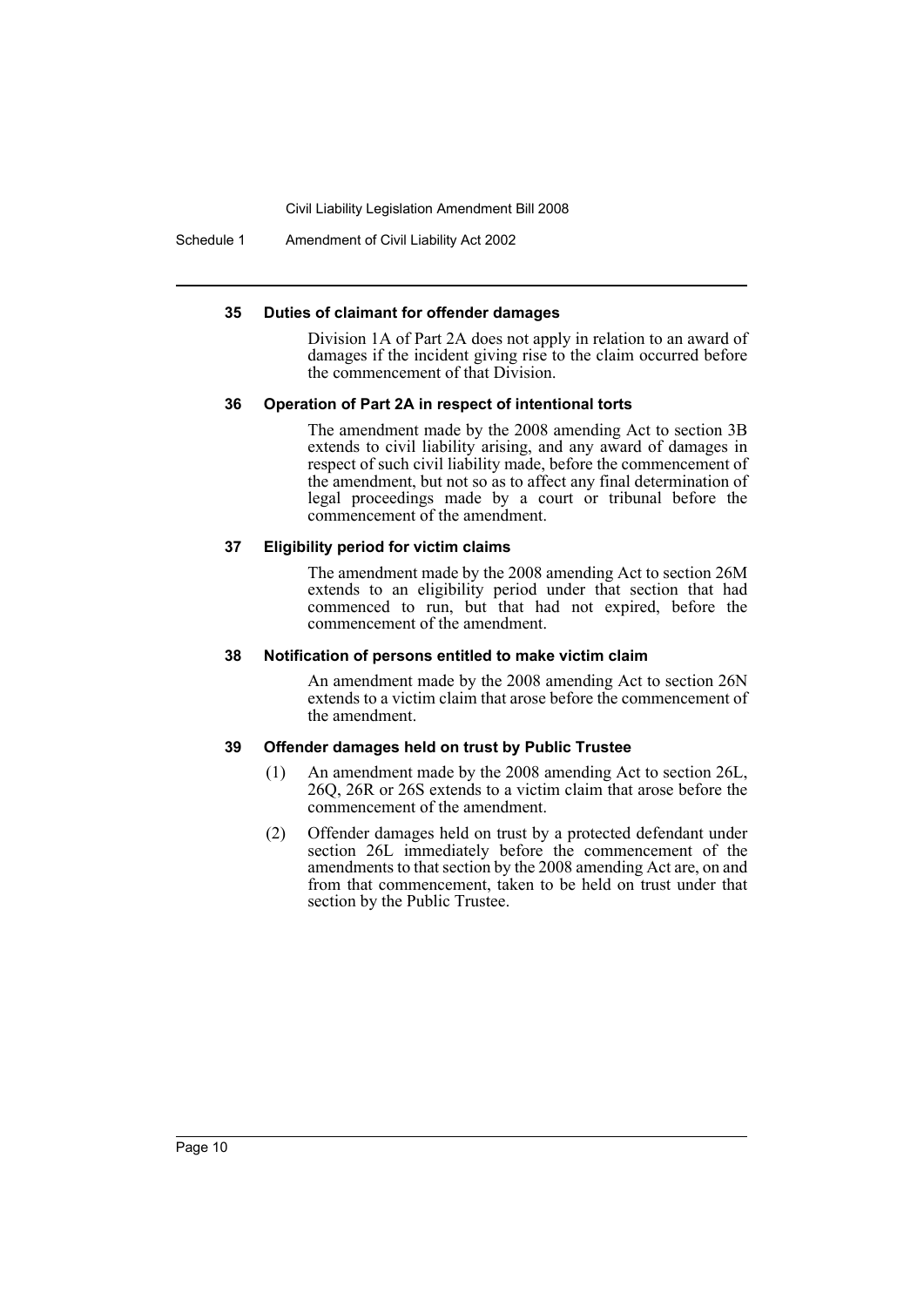#### 35 Duties of claimant for offender damages

Division 1A of Part 2A does not apply in relation to an award of damages if the incident giving rise to the claim occurred before the commencement of that Division.

#### 36 Operation of Part 2A in respect of intentional torts

The amendment made by the 2008 amending Act to section 3B extends to civil liability arising, and any award of damages in respect of such civil liability made, before the commencement of the amendment, but not so as to affect any final determination of legal proceedings made by a court or tribunal before the commencement of the amendment.

#### 37 Eligibility period for victim claims

The amendment made by the 2008 amending Act to section 26M extends to an eligibility period under that section that had commenced to run, but that had not expired, before the commencement of the amendment.

#### 38 Notification of persons entitled to make victim claim

An amendment made by the 2008 amending Act to section 26N extends to a victim claim that arose before the commencement of the amendment.

#### 39 Offender damages held on trust by Public Trustee

(1) An amendment made by the 2008 amending Act to section 26L, 26Q, 26R or 26S extends to a victim claim that arose before the commencement of the amendment.

(2) Offender damages held on trust by a protected defendant under section 26L immediately before the commencement of the amendments to that section by the 2008 amending Act are, on and from that commencement, taken to be held on trust under that section by the Public Trustee.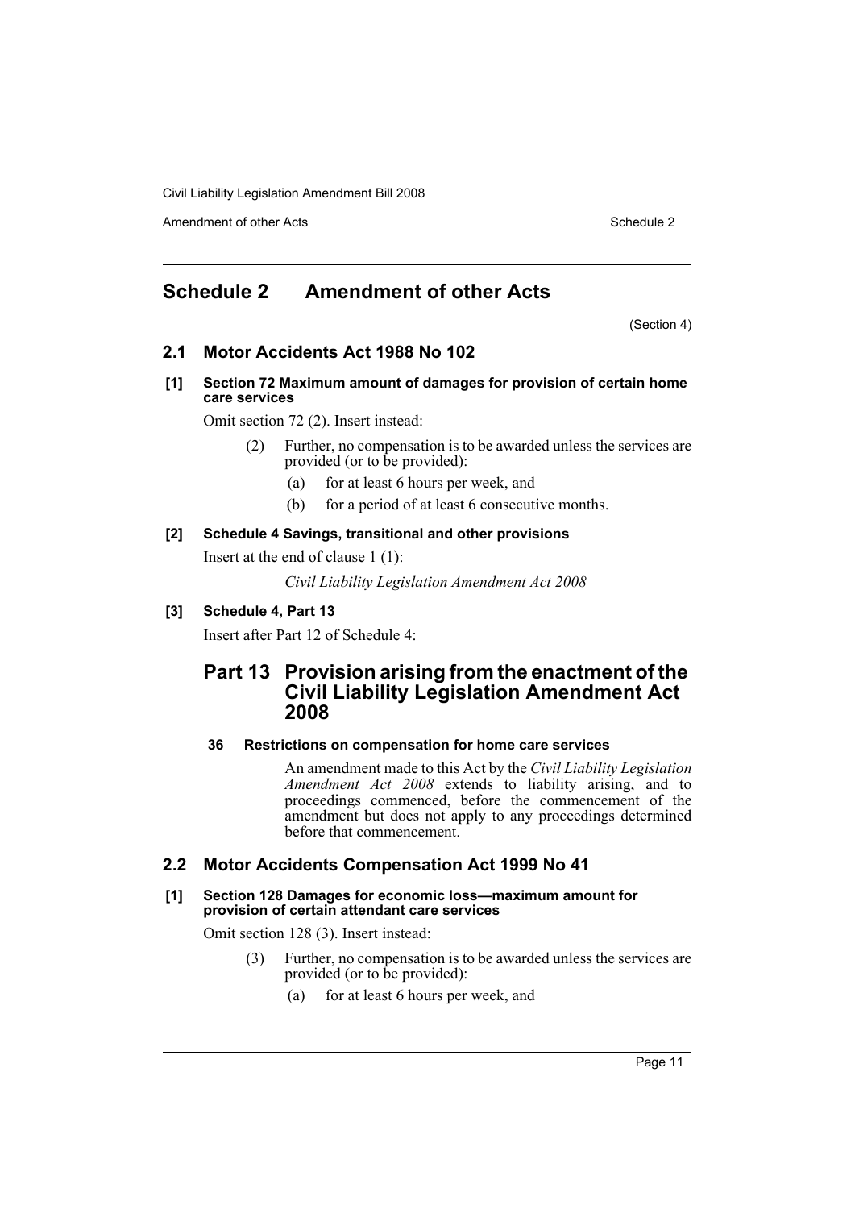# Schedule 2 Amendment of other Acts

(Section 4)

## 2.1 Motor Accidents Act 1988 No 102

### [1] Section 72 Maximum amount of damages for provision of certain home care services

Omit section 72 (2). Insert instead:

> (2) Further, no compensation is to be awarded unless the services are provided (or to be provided):
>
> (a) for at least 6 hours per week, and
>
> (b) for a period of at least 6 consecutive months.

### [2] Schedule 4 Savings, transitional and other provisions

Insert at the end of clause 1 (1):

> *Civil Liability Legislation Amendment Act 2008*

### [3] Schedule 4, Part 13

Insert after Part 12 of Schedule 4:

> ## Part 13 Provision arising from the enactment of the Civil Liability Legislation Amendment Act 2008
>
> #### 36 Restrictions on compensation for home care services
>
> An amendment made to this Act by the *Civil Liability Legislation Amendment Act 2008* extends to liability arising, and to proceedings commenced, before the commencement of the amendment but does not apply to any proceedings determined before that commencement.

## 2.2 Motor Accidents Compensation Act 1999 No 41

### [1] Section 128 Damages for economic loss—maximum amount for provision of certain attendant care services

Omit section 128 (3). Insert instead:

> (3) Further, no compensation is to be awarded unless the services are provided (or to be provided):
>
> (a) for at least 6 hours per week, and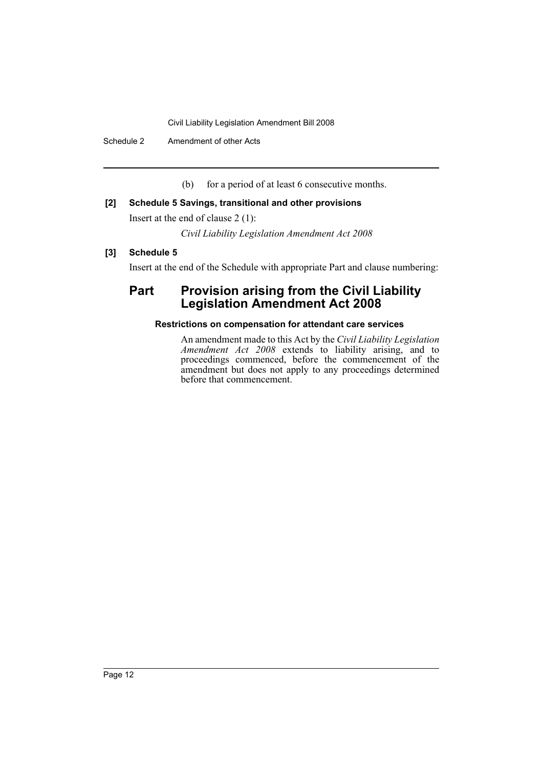(b) for a period of at least 6 consecutive months.

**[2] Schedule 5 Savings, transitional and other provisions**

Insert at the end of clause 2 (1):

*Civil Liability Legislation Amendment Act 2008*

**[3] Schedule 5**

Insert at the end of the Schedule with appropriate Part and clause numbering:

## Part Provision arising from the Civil Liability Legislation Amendment Act 2008

#### Restrictions on compensation for attendant care services

An amendment made to this Act by the *Civil Liability Legislation Amendment Act 2008* extends to liability arising, and to proceedings commenced, before the commencement of the amendment but does not apply to any proceedings determined before that commencement.